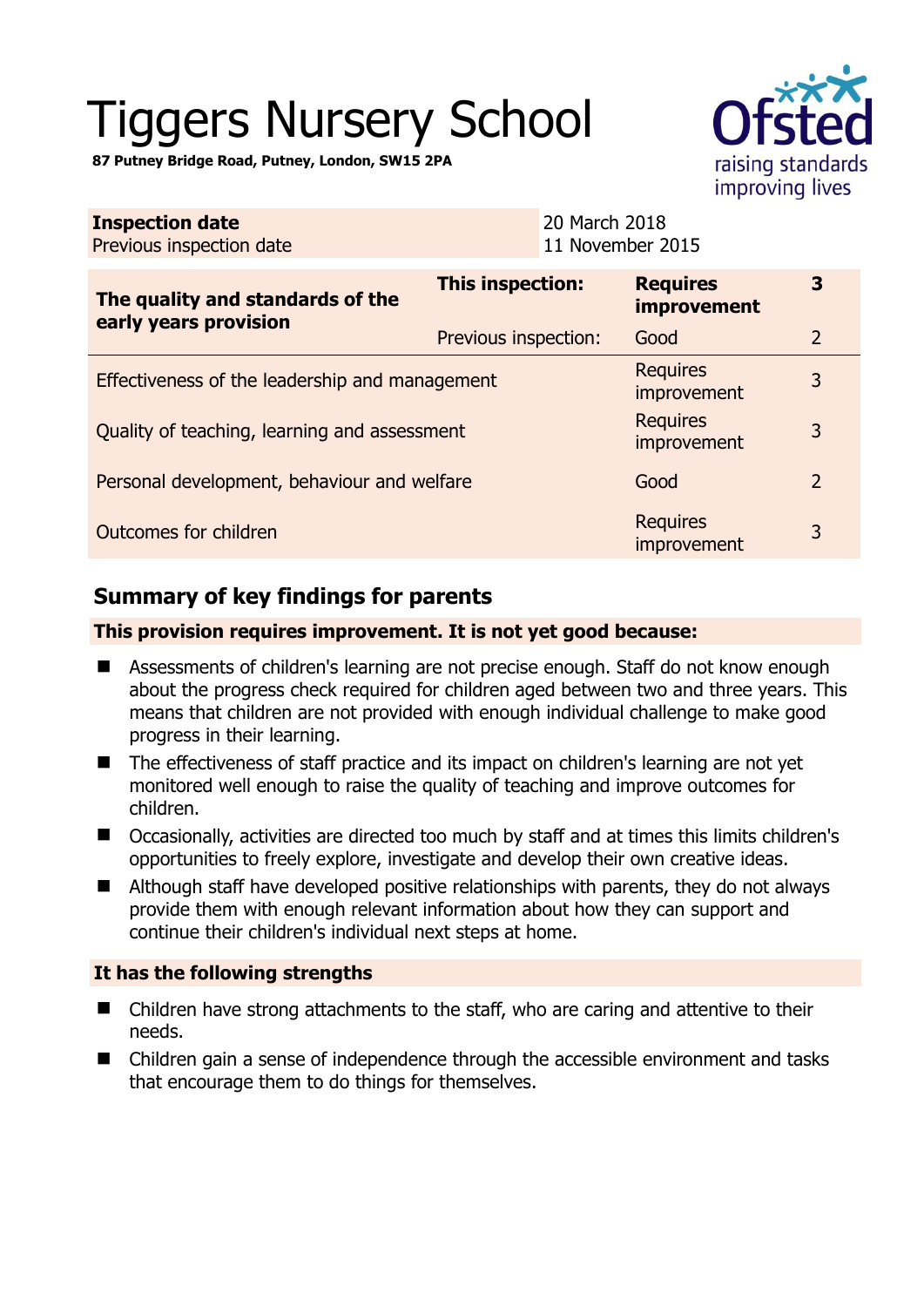# Tiggers Nursery School

**87 Putney Bridge Road, Putney, London, SW15 2PA**

| **Inspection date** | 20 March 2018 |
|---|---|
| Previous inspection date | 11 November 2015 |

| **The quality and standards of the early years provision** | **This inspection:** | **Requires improvement** | **3** |
|---|---|---|---|
| | Previous inspection: | Good | 2 |
| Effectiveness of the leadership and management | | Requires improvement | 3 |
| Quality of teaching, learning and assessment | | Requires improvement | 3 |
| Personal development, behaviour and welfare | | Good | 2 |
| Outcomes for children | | Requires improvement | 3 |

## Summary of key findings for parents

**This provision requires improvement. It is not yet good because:**

- Assessments of children's learning are not precise enough. Staff do not know enough about the progress check required for children aged between two and three years. This means that children are not provided with enough individual challenge to make good progress in their learning.
- The effectiveness of staff practice and its impact on children's learning are not yet monitored well enough to raise the quality of teaching and improve outcomes for children.
- Occasionally, activities are directed too much by staff and at times this limits children's opportunities to freely explore, investigate and develop their own creative ideas.
- Although staff have developed positive relationships with parents, they do not always provide them with enough relevant information about how they can support and continue their children's individual next steps at home.

**It has the following strengths**

- Children have strong attachments to the staff, who are caring and attentive to their needs.
- Children gain a sense of independence through the accessible environment and tasks that encourage them to do things for themselves.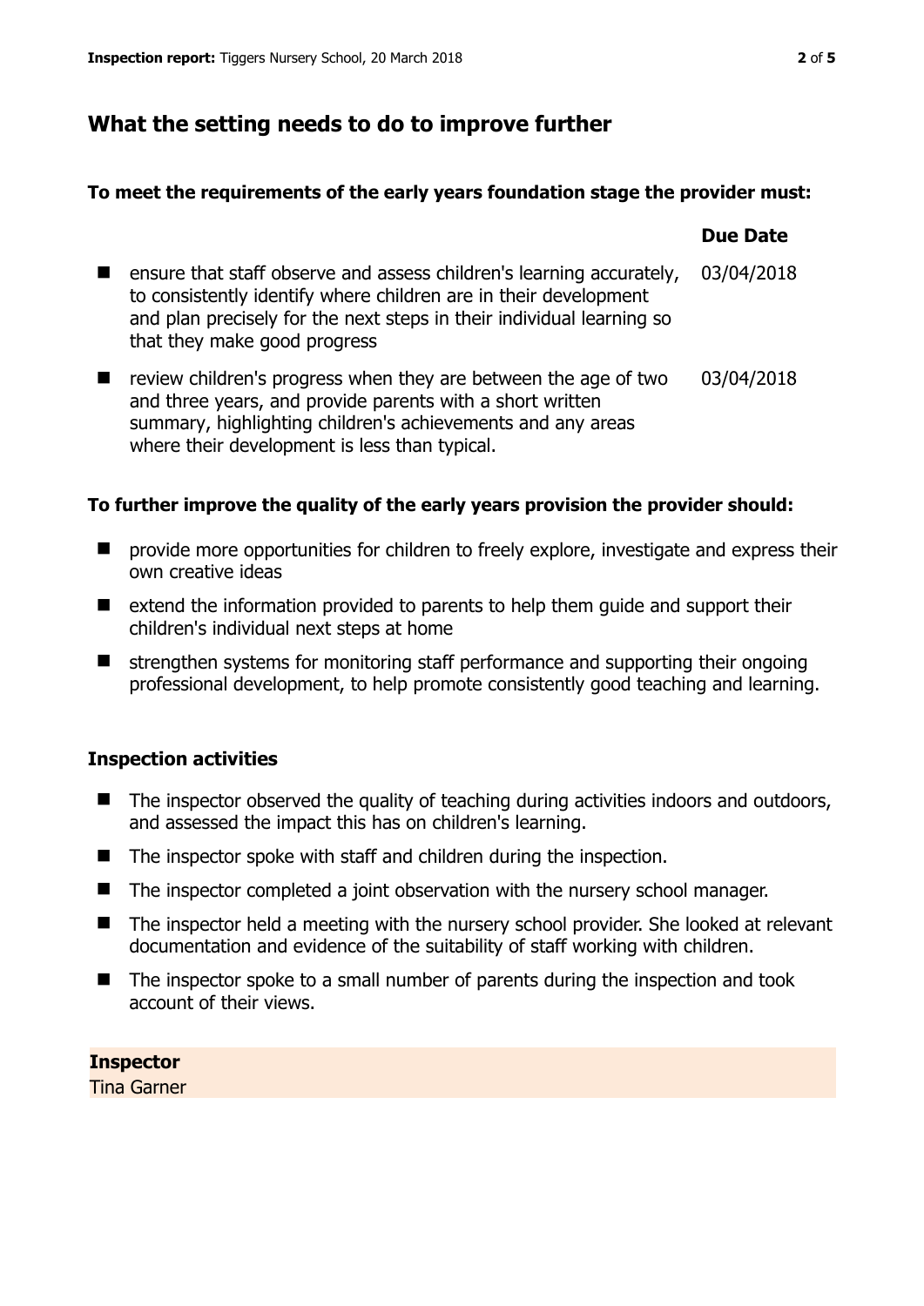## What the setting needs to do to improve further

**To meet the requirements of the early years foundation stage the provider must:**

| | Due Date |
|---|---|
| ensure that staff observe and assess children's learning accurately, to consistently identify where children are in their development and plan precisely for the next steps in their individual learning so that they make good progress | 03/04/2018 |
| review children's progress when they are between the age of two and three years, and provide parents with a short written summary, highlighting children's achievements and any areas where their development is less than typical. | 03/04/2018 |

**To further improve the quality of the early years provision the provider should:**

- provide more opportunities for children to freely explore, investigate and express their own creative ideas
- extend the information provided to parents to help them guide and support their children's individual next steps at home
- strengthen systems for monitoring staff performance and supporting their ongoing professional development, to help promote consistently good teaching and learning.

### Inspection activities

- The inspector observed the quality of teaching during activities indoors and outdoors, and assessed the impact this has on children's learning.
- The inspector spoke with staff and children during the inspection.
- The inspector completed a joint observation with the nursery school manager.
- The inspector held a meeting with the nursery school provider. She looked at relevant documentation and evidence of the suitability of staff working with children.
- The inspector spoke to a small number of parents during the inspection and took account of their views.

**Inspector**
Tina Garner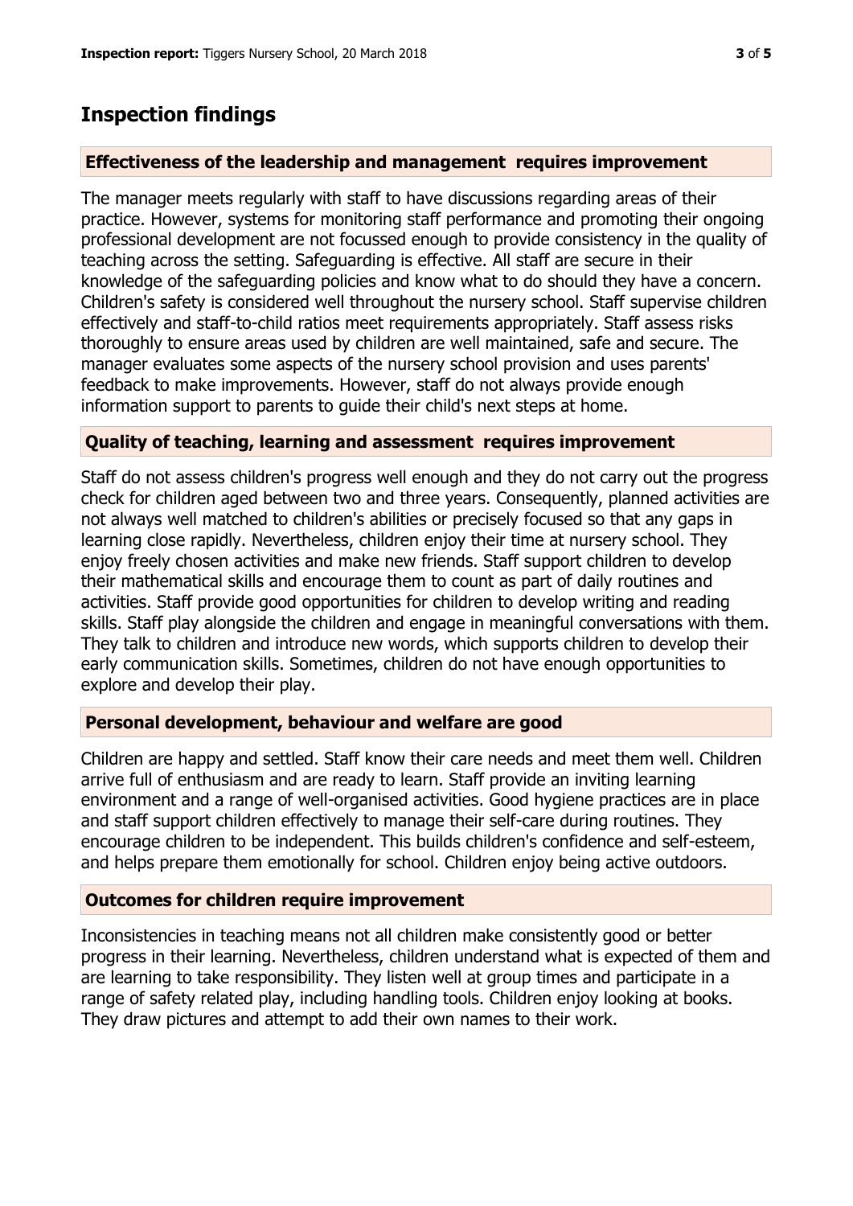## Inspection findings

### Effectiveness of the leadership and management requires improvement

The manager meets regularly with staff to have discussions regarding areas of their practice. However, systems for monitoring staff performance and promoting their ongoing professional development are not focussed enough to provide consistency in the quality of teaching across the setting. Safeguarding is effective. All staff are secure in their knowledge of the safeguarding policies and know what to do should they have a concern. Children's safety is considered well throughout the nursery school. Staff supervise children effectively and staff-to-child ratios meet requirements appropriately. Staff assess risks thoroughly to ensure areas used by children are well maintained, safe and secure. The manager evaluates some aspects of the nursery school provision and uses parents' feedback to make improvements. However, staff do not always provide enough information support to parents to guide their child's next steps at home.

### Quality of teaching, learning and assessment requires improvement

Staff do not assess children's progress well enough and they do not carry out the progress check for children aged between two and three years. Consequently, planned activities are not always well matched to children's abilities or precisely focused so that any gaps in learning close rapidly. Nevertheless, children enjoy their time at nursery school. They enjoy freely chosen activities and make new friends. Staff support children to develop their mathematical skills and encourage them to count as part of daily routines and activities. Staff provide good opportunities for children to develop writing and reading skills. Staff play alongside the children and engage in meaningful conversations with them. They talk to children and introduce new words, which supports children to develop their early communication skills. Sometimes, children do not have enough opportunities to explore and develop their play.

### Personal development, behaviour and welfare are good

Children are happy and settled. Staff know their care needs and meet them well. Children arrive full of enthusiasm and are ready to learn. Staff provide an inviting learning environment and a range of well-organised activities. Good hygiene practices are in place and staff support children effectively to manage their self-care during routines. They encourage children to be independent. This builds children's confidence and self-esteem, and helps prepare them emotionally for school. Children enjoy being active outdoors.

### Outcomes for children require improvement

Inconsistencies in teaching means not all children make consistently good or better progress in their learning. Nevertheless, children understand what is expected of them and are learning to take responsibility. They listen well at group times and participate in a range of safety related play, including handling tools. Children enjoy looking at books. They draw pictures and attempt to add their own names to their work.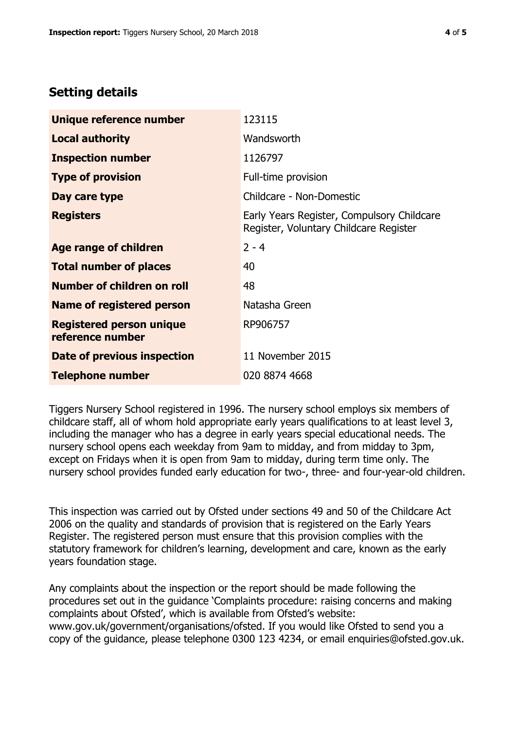## Setting details

| | |
|---|---|
| **Unique reference number** | 123115 |
| **Local authority** | Wandsworth |
| **Inspection number** | 1126797 |
| **Type of provision** | Full-time provision |
| **Day care type** | Childcare - Non-Domestic |
| **Registers** | Early Years Register, Compulsory Childcare Register, Voluntary Childcare Register |
| **Age range of children** | 2 - 4 |
| **Total number of places** | 40 |
| **Number of children on roll** | 48 |
| **Name of registered person** | Natasha Green |
| **Registered person unique reference number** | RP906757 |
| **Date of previous inspection** | 11 November 2015 |
| **Telephone number** | 020 8874 4668 |

Tiggers Nursery School registered in 1996. The nursery school employs six members of childcare staff, all of whom hold appropriate early years qualifications to at least level 3, including the manager who has a degree in early years special educational needs. The nursery school opens each weekday from 9am to midday, and from midday to 3pm, except on Fridays when it is open from 9am to midday, during term time only. The nursery school provides funded early education for two-, three- and four-year-old children.

This inspection was carried out by Ofsted under sections 49 and 50 of the Childcare Act 2006 on the quality and standards of provision that is registered on the Early Years Register. The registered person must ensure that this provision complies with the statutory framework for children's learning, development and care, known as the early years foundation stage.

Any complaints about the inspection or the report should be made following the procedures set out in the guidance 'Complaints procedure: raising concerns and making complaints about Ofsted', which is available from Ofsted's website: www.gov.uk/government/organisations/ofsted. If you would like Ofsted to send you a copy of the guidance, please telephone 0300 123 4234, or email enquiries@ofsted.gov.uk.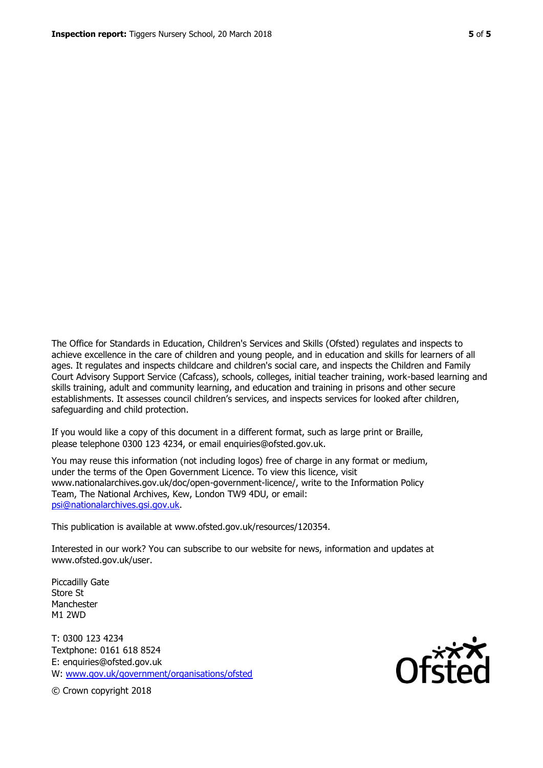The Office for Standards in Education, Children's Services and Skills (Ofsted) regulates and inspects to achieve excellence in the care of children and young people, and in education and skills for learners of all ages. It regulates and inspects childcare and children's social care, and inspects the Children and Family Court Advisory Support Service (Cafcass), schools, colleges, initial teacher training, work-based learning and skills training, adult and community learning, and education and training in prisons and other secure establishments. It assesses council children's services, and inspects services for looked after children, safeguarding and child protection.

If you would like a copy of this document in a different format, such as large print or Braille, please telephone 0300 123 4234, or email enquiries@ofsted.gov.uk.

You may reuse this information (not including logos) free of charge in any format or medium, under the terms of the Open Government Licence. To view this licence, visit www.nationalarchives.gov.uk/doc/open-government-licence/, write to the Information Policy Team, The National Archives, Kew, London TW9 4DU, or email: psi@nationalarchives.gsi.gov.uk.

This publication is available at www.ofsted.gov.uk/resources/120354.

Interested in our work? You can subscribe to our website for news, information and updates at www.ofsted.gov.uk/user.

Piccadilly Gate
Store St
Manchester
M1 2WD

T: 0300 123 4234
Textphone: 0161 618 8524
E: enquiries@ofsted.gov.uk
W: www.gov.uk/government/organisations/ofsted

© Crown copyright 2018